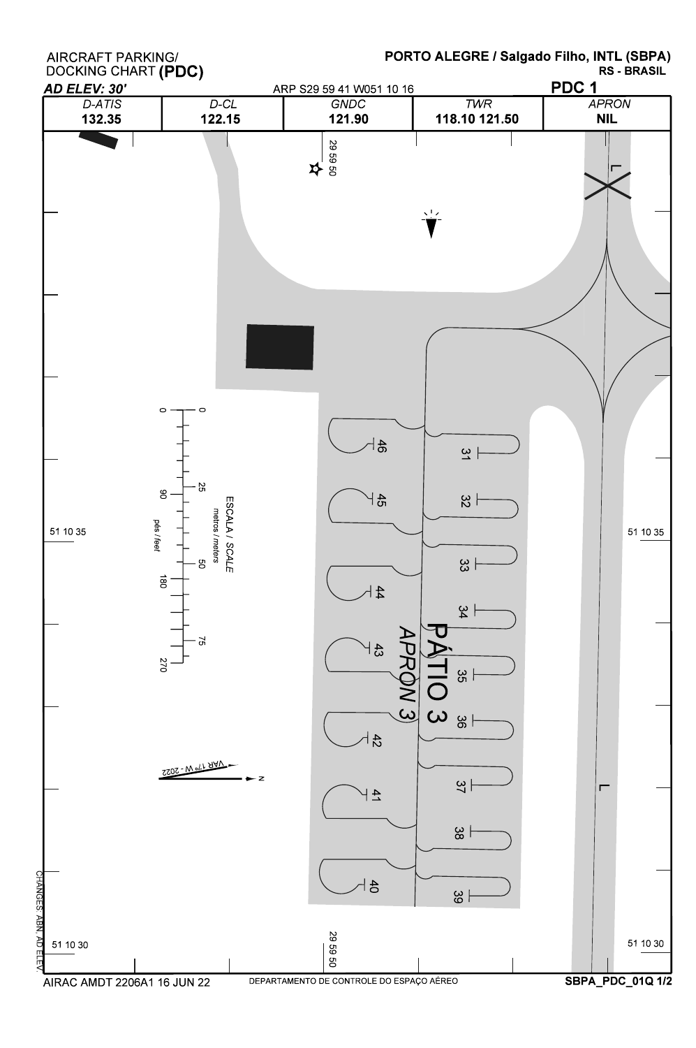AIRCRAFT PARKING/
DOCKING CHART **(PDC)**

**PORTO ALEGRE / Salgado Filho, INTL (SBPA)**
**RS - BRASIL**

***AD ELEV: 30'***

ARP S29 59 41 W051 10 16

**PDC 1**

| *D-ATIS* | *D-CL* | *GNDC* | *TWR* | *APRON* |
| --- | --- | --- | --- | --- |
| **132.35** | **122.15** | **121.90** | **118.10 121.50** | **NIL** |

29 59 50

L

0 — 0

25 — 90

50 — 180

75 — 270

ESCALA / *SCALE*
metros / *meters*
pés / *feet*

46 45 44 43 42 41 40

31 32 33 34 35 36 37 38 39

PÁTIO 3
APRON 3

51 10 35

51 10 35

VAR 17° W - 2022

N

L

51 10 30

29 59 50

51 10 30

CHANGES: ABN, AD ELEV.

AIRAC AMDT 2206A1 16 JUN 22

DEPARTAMENTO DE CONTROLE DO ESPAÇO AÉREO

**SBPA_PDC_01Q 1/2**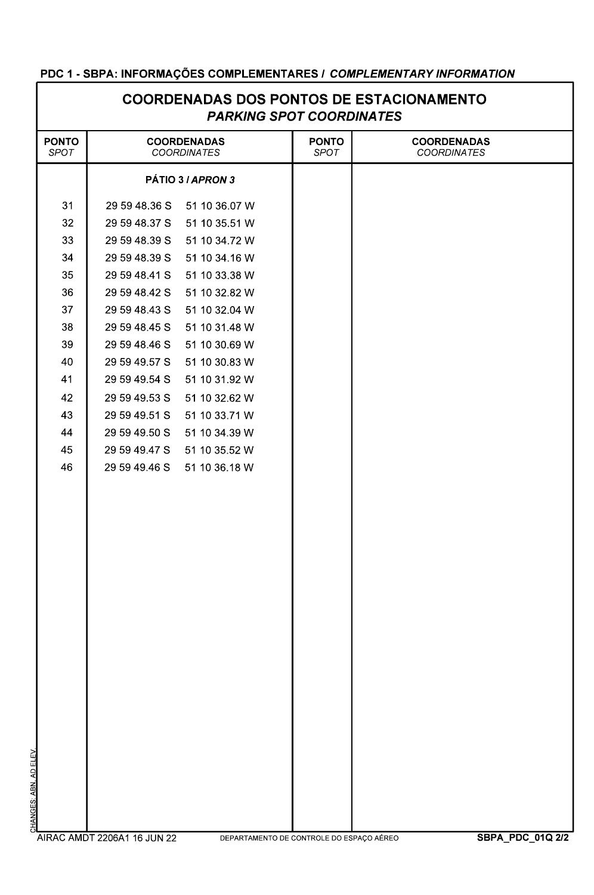PDC 1 - SBPA: INFORMAÇÕES COMPLEMENTARES / *COMPLEMENTARY INFORMATION*

## COORDENADAS DOS PONTOS DE ESTACIONAMENTO
### *PARKING SPOT COORDINATES*

| PONTO *SPOT* | COORDENADAS *COORDINATES* | | PONTO *SPOT* | COORDENADAS *COORDINATES* |
|---|---|---|---|---|
| | **PÁTIO 3 / *APRON 3*** | | | |
| 31 | 29 59 48.36 S | 51 10 36.07 W | | |
| 32 | 29 59 48.37 S | 51 10 35.51 W | | |
| 33 | 29 59 48.39 S | 51 10 34.72 W | | |
| 34 | 29 59 48.39 S | 51 10 34.16 W | | |
| 35 | 29 59 48.41 S | 51 10 33.38 W | | |
| 36 | 29 59 48.42 S | 51 10 32.82 W | | |
| 37 | 29 59 48.43 S | 51 10 32.04 W | | |
| 38 | 29 59 48.45 S | 51 10 31.48 W | | |
| 39 | 29 59 48.46 S | 51 10 30.69 W | | |
| 40 | 29 59 49.57 S | 51 10 30.83 W | | |
| 41 | 29 59 49.54 S | 51 10 31.92 W | | |
| 42 | 29 59 49.53 S | 51 10 32.62 W | | |
| 43 | 29 59 49.51 S | 51 10 33.71 W | | |
| 44 | 29 59 49.50 S | 51 10 34.39 W | | |
| 45 | 29 59 49.47 S | 51 10 35.52 W | | |
| 46 | 29 59 49.46 S | 51 10 36.18 W | | |

CHANGES: ABN, AD ELEV

AIRAC AMDT 2206A1 16 JUN 22 DEPARTAMENTO DE CONTROLE DO ESPAÇO AÉREO **SBPA_PDC_01Q 2/2**